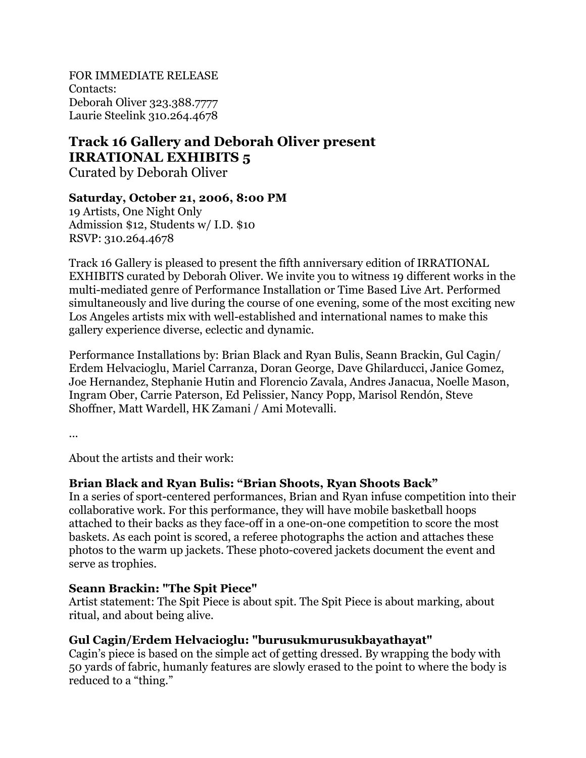FOR IMMEDIATE RELEASE
Contacts:
Deborah Oliver 323.388.7777
Laurie Steelink 310.264.4678

## Track 16 Gallery and Deborah Oliver present IRRATIONAL EXHIBITS 5

Curated by Deborah Oliver

**Saturday, October 21, 2006, 8:00 PM**
19 Artists, One Night Only
Admission $12, Students w/ I.D. $10
RSVP: 310.264.4678

Track 16 Gallery is pleased to present the fifth anniversary edition of IRRATIONAL EXHIBITS curated by Deborah Oliver. We invite you to witness 19 different works in the multi-mediated genre of Performance Installation or Time Based Live Art. Performed simultaneously and live during the course of one evening, some of the most exciting new Los Angeles artists mix with well-established and international names to make this gallery experience diverse, eclectic and dynamic.

Performance Installations by: Brian Black and Ryan Bulis, Seann Brackin, Gul Cagin/ Erdem Helvacioglu, Mariel Carranza, Doran George, Dave Ghilarducci, Janice Gomez, Joe Hernandez, Stephanie Hutin and Florencio Zavala, Andres Janacua, Noelle Mason, Ingram Ober, Carrie Paterson, Ed Pelissier, Nancy Popp, Marisol Rendón, Steve Shoffner, Matt Wardell, HK Zamani / Ami Motevalli.

...

About the artists and their work:

**Brian Black and Ryan Bulis: "Brian Shoots, Ryan Shoots Back"**
In a series of sport-centered performances, Brian and Ryan infuse competition into their collaborative work. For this performance, they will have mobile basketball hoops attached to their backs as they face-off in a one-on-one competition to score the most baskets. As each point is scored, a referee photographs the action and attaches these photos to the warm up jackets. These photo-covered jackets document the event and serve as trophies.

**Seann Brackin: "The Spit Piece"**
Artist statement: The Spit Piece is about spit. The Spit Piece is about marking, about ritual, and about being alive.

**Gul Cagin/Erdem Helvacioglu: "burusukmurusukbayathayat"**
Cagin's piece is based on the simple act of getting dressed. By wrapping the body with 50 yards of fabric, humanly features are slowly erased to the point to where the body is reduced to a "thing."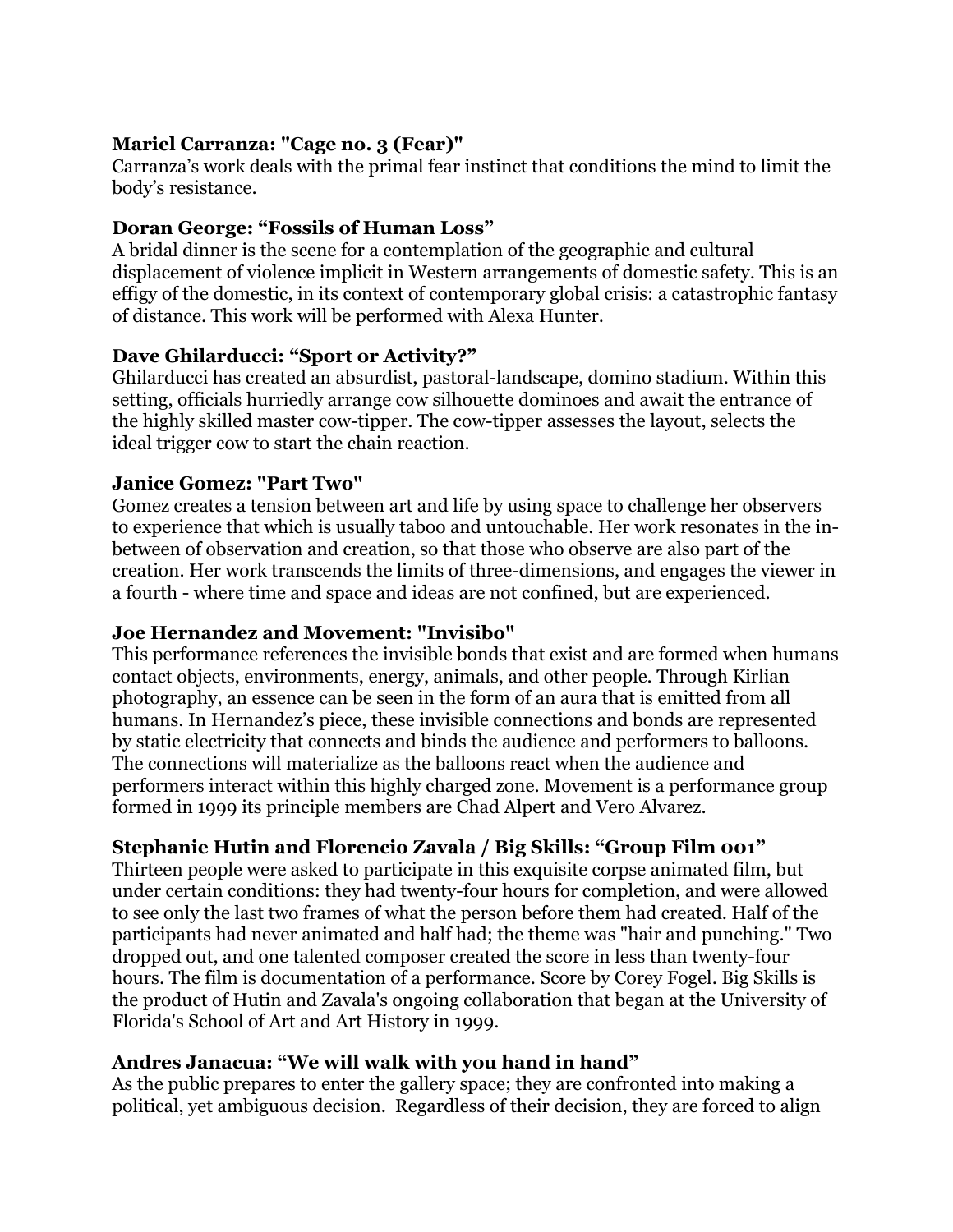**Mariel Carranza: "Cage no. 3 (Fear)"**
Carranza's work deals with the primal fear instinct that conditions the mind to limit the body's resistance.

**Doran George: "Fossils of Human Loss"**
A bridal dinner is the scene for a contemplation of the geographic and cultural displacement of violence implicit in Western arrangements of domestic safety. This is an effigy of the domestic, in its context of contemporary global crisis: a catastrophic fantasy of distance. This work will be performed with Alexa Hunter.

**Dave Ghilarducci: "Sport or Activity?"**
Ghilarducci has created an absurdist, pastoral-landscape, domino stadium. Within this setting, officials hurriedly arrange cow silhouette dominoes and await the entrance of the highly skilled master cow-tipper. The cow-tipper assesses the layout, selects the ideal trigger cow to start the chain reaction.

**Janice Gomez: "Part Two"**
Gomez creates a tension between art and life by using space to challenge her observers to experience that which is usually taboo and untouchable. Her work resonates in the in-between of observation and creation, so that those who observe are also part of the creation. Her work transcends the limits of three-dimensions, and engages the viewer in a fourth - where time and space and ideas are not confined, but are experienced.

**Joe Hernandez and Movement: "Invisibo"**
This performance references the invisible bonds that exist and are formed when humans contact objects, environments, energy, animals, and other people. Through Kirlian photography, an essence can be seen in the form of an aura that is emitted from all humans. In Hernandez's piece, these invisible connections and bonds are represented by static electricity that connects and binds the audience and performers to balloons. The connections will materialize as the balloons react when the audience and performers interact within this highly charged zone. Movement is a performance group formed in 1999 its principle members are Chad Alpert and Vero Alvarez.

**Stephanie Hutin and Florencio Zavala / Big Skills: "Group Film 001"**
Thirteen people were asked to participate in this exquisite corpse animated film, but under certain conditions: they had twenty-four hours for completion, and were allowed to see only the last two frames of what the person before them had created. Half of the participants had never animated and half had; the theme was "hair and punching." Two dropped out, and one talented composer created the score in less than twenty-four hours. The film is documentation of a performance. Score by Corey Fogel. Big Skills is the product of Hutin and Zavala's ongoing collaboration that began at the University of Florida's School of Art and Art History in 1999.

**Andres Janacua: "We will walk with you hand in hand"**
As the public prepares to enter the gallery space; they are confronted into making a political, yet ambiguous decision. Regardless of their decision, they are forced to align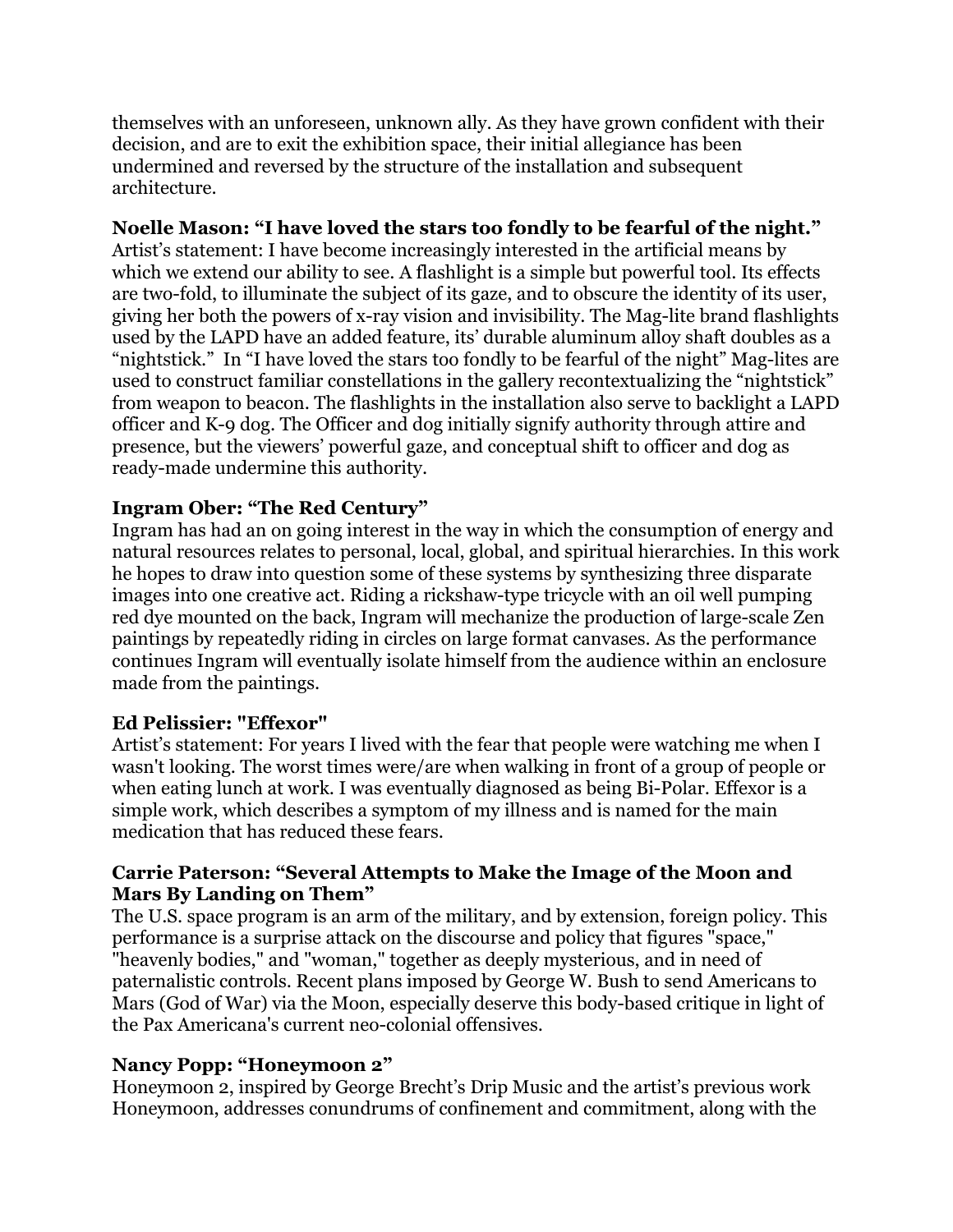themselves with an unforeseen, unknown ally. As they have grown confident with their decision, and are to exit the exhibition space, their initial allegiance has been undermined and reversed by the structure of the installation and subsequent architecture.

**Noelle Mason: "I have loved the stars too fondly to be fearful of the night."**
Artist's statement: I have become increasingly interested in the artificial means by which we extend our ability to see. A flashlight is a simple but powerful tool. Its effects are two-fold, to illuminate the subject of its gaze, and to obscure the identity of its user, giving her both the powers of x-ray vision and invisibility. The Mag-lite brand flashlights used by the LAPD have an added feature, its' durable aluminum alloy shaft doubles as a "nightstick." In "I have loved the stars too fondly to be fearful of the night" Mag-lites are used to construct familiar constellations in the gallery recontextualizing the "nightstick" from weapon to beacon. The flashlights in the installation also serve to backlight a LAPD officer and K-9 dog. The Officer and dog initially signify authority through attire and presence, but the viewers' powerful gaze, and conceptual shift to officer and dog as ready-made undermine this authority.

**Ingram Ober: "The Red Century"**
Ingram has had an on going interest in the way in which the consumption of energy and natural resources relates to personal, local, global, and spiritual hierarchies. In this work he hopes to draw into question some of these systems by synthesizing three disparate images into one creative act. Riding a rickshaw-type tricycle with an oil well pumping red dye mounted on the back, Ingram will mechanize the production of large-scale Zen paintings by repeatedly riding in circles on large format canvases. As the performance continues Ingram will eventually isolate himself from the audience within an enclosure made from the paintings.

**Ed Pelissier: "Effexor"**
Artist's statement: For years I lived with the fear that people were watching me when I wasn't looking. The worst times were/are when walking in front of a group of people or when eating lunch at work. I was eventually diagnosed as being Bi-Polar. Effexor is a simple work, which describes a symptom of my illness and is named for the main medication that has reduced these fears.

**Carrie Paterson: "Several Attempts to Make the Image of the Moon and Mars By Landing on Them"**
The U.S. space program is an arm of the military, and by extension, foreign policy. This performance is a surprise attack on the discourse and policy that figures "space," "heavenly bodies," and "woman," together as deeply mysterious, and in need of paternalistic controls. Recent plans imposed by George W. Bush to send Americans to Mars (God of War) via the Moon, especially deserve this body-based critique in light of the Pax Americana's current neo-colonial offensives.

**Nancy Popp: "Honeymoon 2"**
Honeymoon 2, inspired by George Brecht's Drip Music and the artist's previous work Honeymoon, addresses conundrums of confinement and commitment, along with the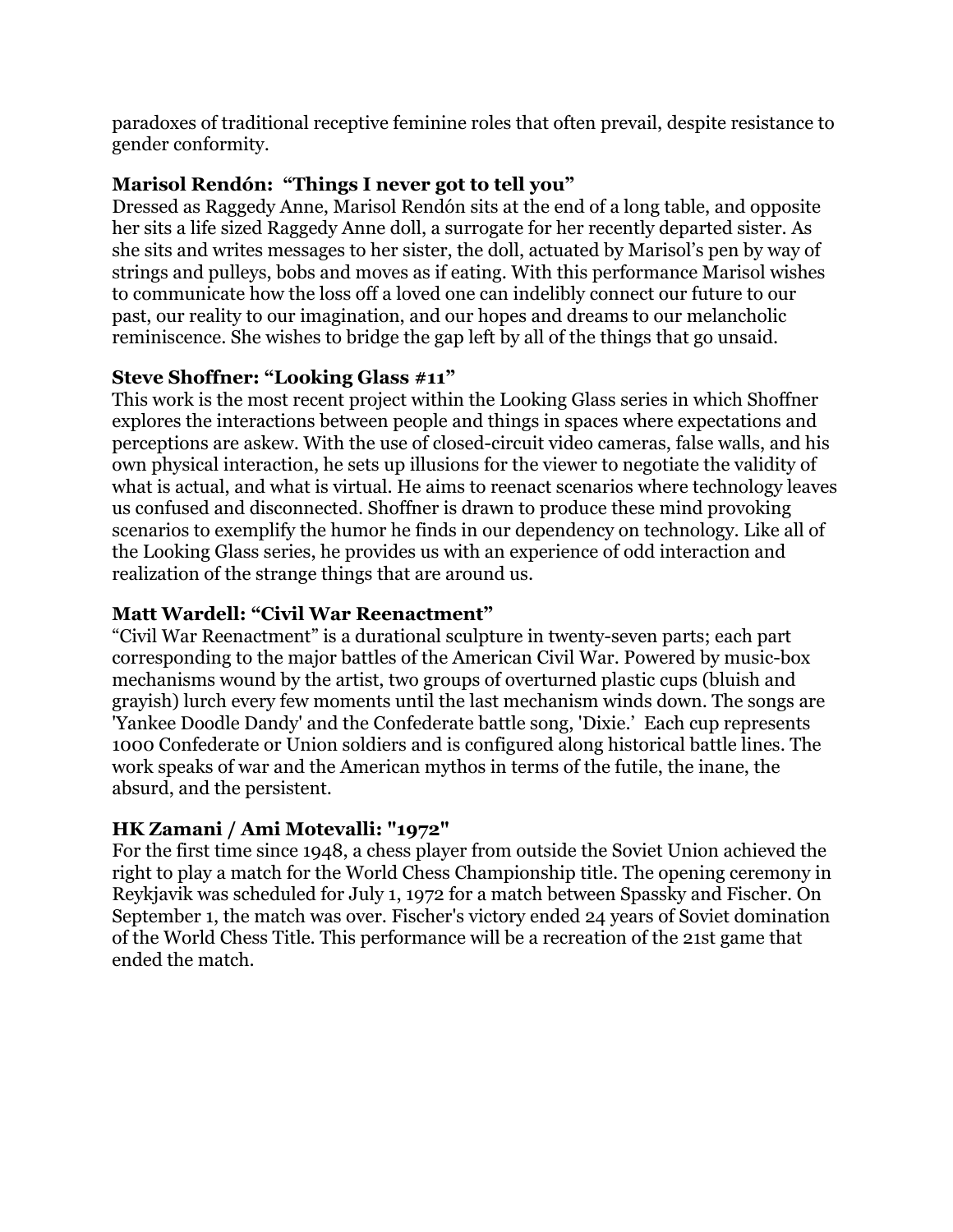paradoxes of traditional receptive feminine roles that often prevail, despite resistance to gender conformity.

**Marisol Rendón: "Things I never got to tell you"**

Dressed as Raggedy Anne, Marisol Rendón sits at the end of a long table, and opposite her sits a life sized Raggedy Anne doll, a surrogate for her recently departed sister. As she sits and writes messages to her sister, the doll, actuated by Marisol's pen by way of strings and pulleys, bobs and moves as if eating. With this performance Marisol wishes to communicate how the loss off a loved one can indelibly connect our future to our past, our reality to our imagination, and our hopes and dreams to our melancholic reminiscence. She wishes to bridge the gap left by all of the things that go unsaid.

**Steve Shoffner: "Looking Glass #11"**

This work is the most recent project within the Looking Glass series in which Shoffner explores the interactions between people and things in spaces where expectations and perceptions are askew. With the use of closed-circuit video cameras, false walls, and his own physical interaction, he sets up illusions for the viewer to negotiate the validity of what is actual, and what is virtual. He aims to reenact scenarios where technology leaves us confused and disconnected. Shoffner is drawn to produce these mind provoking scenarios to exemplify the humor he finds in our dependency on technology. Like all of the Looking Glass series, he provides us with an experience of odd interaction and realization of the strange things that are around us.

**Matt Wardell: "Civil War Reenactment"**

"Civil War Reenactment" is a durational sculpture in twenty-seven parts; each part corresponding to the major battles of the American Civil War. Powered by music-box mechanisms wound by the artist, two groups of overturned plastic cups (bluish and grayish) lurch every few moments until the last mechanism winds down. The songs are 'Yankee Doodle Dandy' and the Confederate battle song, 'Dixie.' Each cup represents 1000 Confederate or Union soldiers and is configured along historical battle lines. The work speaks of war and the American mythos in terms of the futile, the inane, the absurd, and the persistent.

**HK Zamani / Ami Motevalli: "1972"**

For the first time since 1948, a chess player from outside the Soviet Union achieved the right to play a match for the World Chess Championship title. The opening ceremony in Reykjavik was scheduled for July 1, 1972 for a match between Spassky and Fischer. On September 1, the match was over. Fischer's victory ended 24 years of Soviet domination of the World Chess Title. This performance will be a recreation of the 21st game that ended the match.